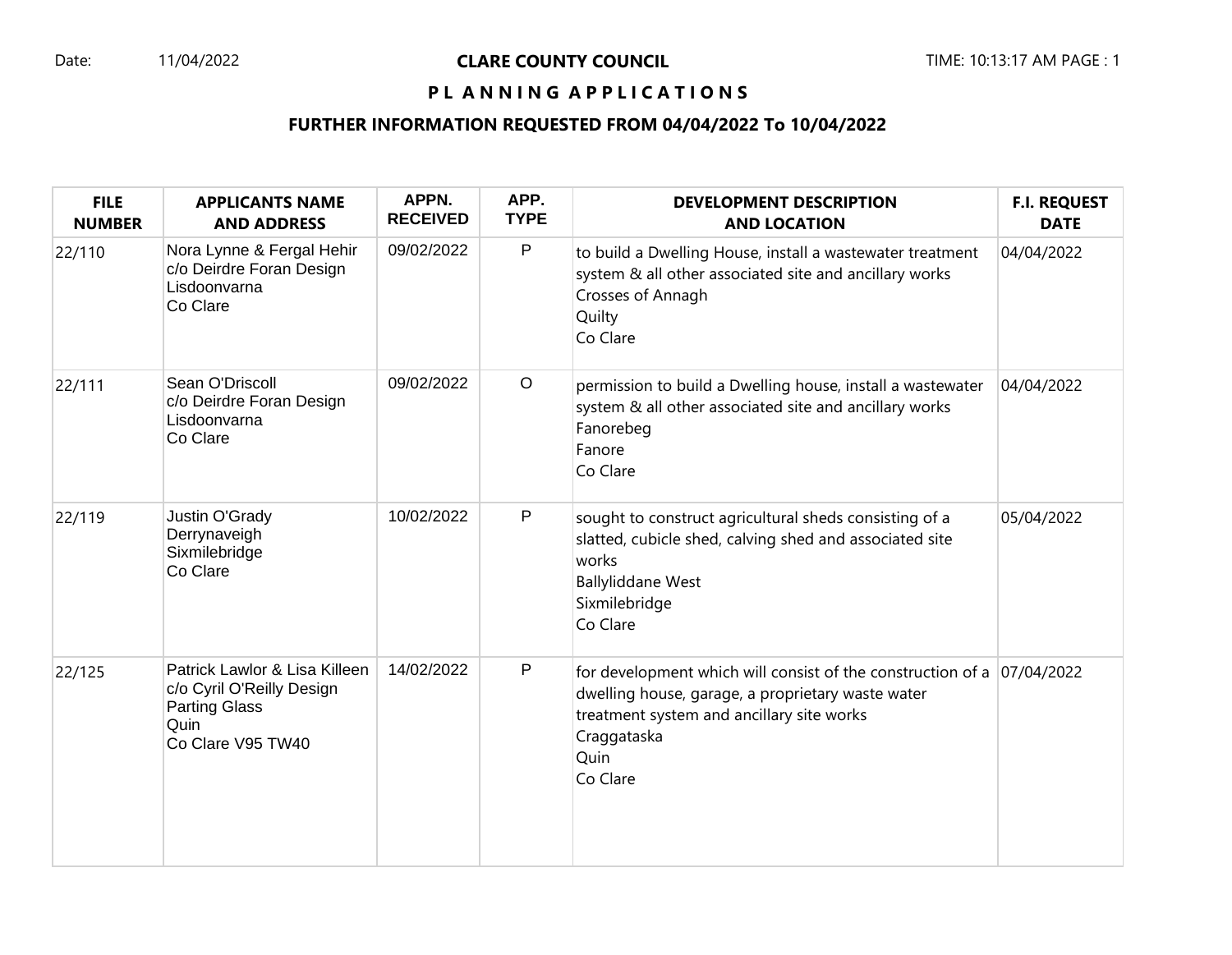Date: 11/04/2022

# CLARE COUNTY COUNCIL

## PLANNING APPLICATIONS

### FURTHER INFORMATION REQUESTED FROM 04/04/2022 To 10/04/2022

| FILE NUMBER | APPLICANTS NAME AND ADDRESS | APPN. RECEIVED | APP. TYPE | DEVELOPMENT DESCRIPTION AND LOCATION | F.I. REQUEST DATE |
|---|---|---|---|---|---|
| 22/110 | Nora Lynne & Fergal Hehir c/o Deirdre Foran Design Lisdoonvarna Co Clare | 09/02/2022 | P | to build a Dwelling House, install a wastewater treatment system & all other associated site and ancillary works Crosses of Annagh Quilty Co Clare | 04/04/2022 |
| 22/111 | Sean O'Driscoll c/o Deirdre Foran Design Lisdoonvarna Co Clare | 09/02/2022 | O | permission to build a Dwelling house, install a wastewater system & all other associated site and ancillary works Fanorebeg Fanore Co Clare | 04/04/2022 |
| 22/119 | Justin O'Grady Derrynaveigh Sixmilebridge Co Clare | 10/02/2022 | P | sought to construct agricultural sheds consisting of a slatted, cubicle shed, calving shed and associated site works Ballyliddane West Sixmilebridge Co Clare | 05/04/2022 |
| 22/125 | Patrick Lawlor & Lisa Killeen c/o Cyril O'Reilly Design Parting Glass Quin Co Clare V95 TW40 | 14/02/2022 | P | for development which will consist of the construction of a dwelling house, garage, a proprietary waste water treatment system and ancillary site works Craggataska Quin Co Clare | 07/04/2022 |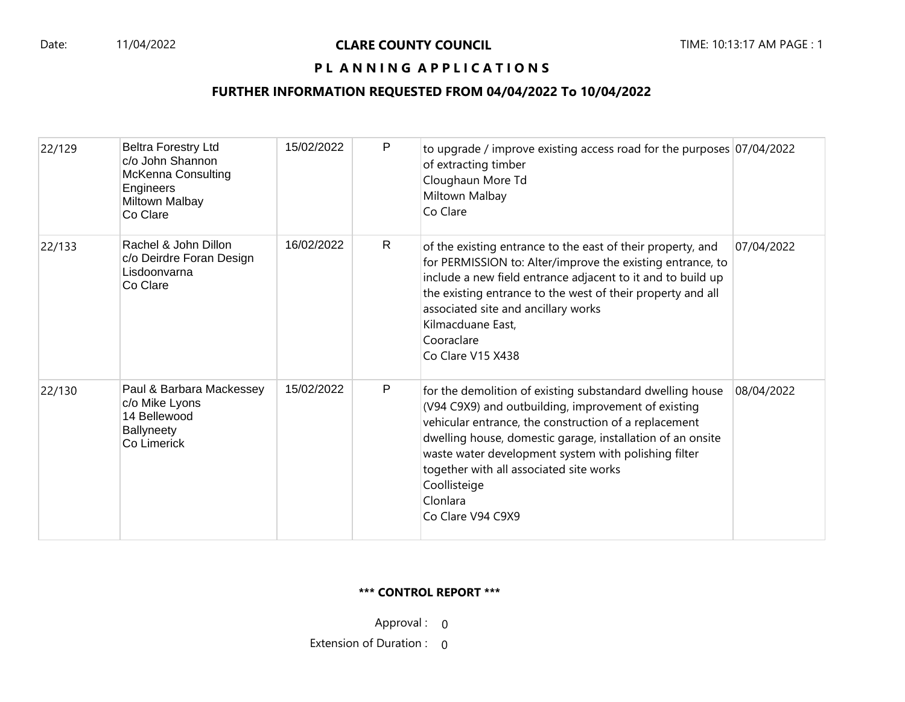Date: 11/04/2022

# CLARE COUNTY COUNCIL

## PL A N N I N G A P P L I C A T I O N S

### FURTHER INFORMATION REQUESTED FROM 04/04/2022 To 10/04/2022

| | | | | | |
|---|---|---|---|---|---|
| 22/129 | Beltra Forestry Ltd<br>c/o John Shannon<br>McKenna Consulting Engineers<br>Miltown Malbay<br>Co Clare | 15/02/2022 | P | to upgrade / improve existing access road for the purposes of extracting timber<br>Cloughaun More Td<br>Miltown Malbay<br>Co Clare | 07/04/2022 |
| 22/133 | Rachel & John Dillon<br>c/o Deirdre Foran Design<br>Lisdoonvarna<br>Co Clare | 16/02/2022 | R | of the existing entrance to the east of their property, and for PERMISSION to: Alter/improve the existing entrance, to include a new field entrance adjacent to it and to build up the existing entrance to the west of their property and all associated site and ancillary works<br>Kilmacduane East,<br>Cooraclare<br>Co Clare V15 X438 | 07/04/2022 |
| 22/130 | Paul & Barbara Mackessey<br>c/o Mike Lyons<br>14 Bellewood<br>Ballyneety<br>Co Limerick | 15/02/2022 | P | for the demolition of existing substandard dwelling house (V94 C9X9) and outbuilding, improvement of existing vehicular entrance, the construction of a replacement dwelling house, domestic garage, installation of an onsite waste water development system with polishing filter together with all associated site works<br>Coollisteige<br>Clonlara<br>Co Clare V94 C9X9 | 08/04/2022 |

**\*\*\* CONTROL REPORT \*\*\***

Approval : 0

Extension of Duration : 0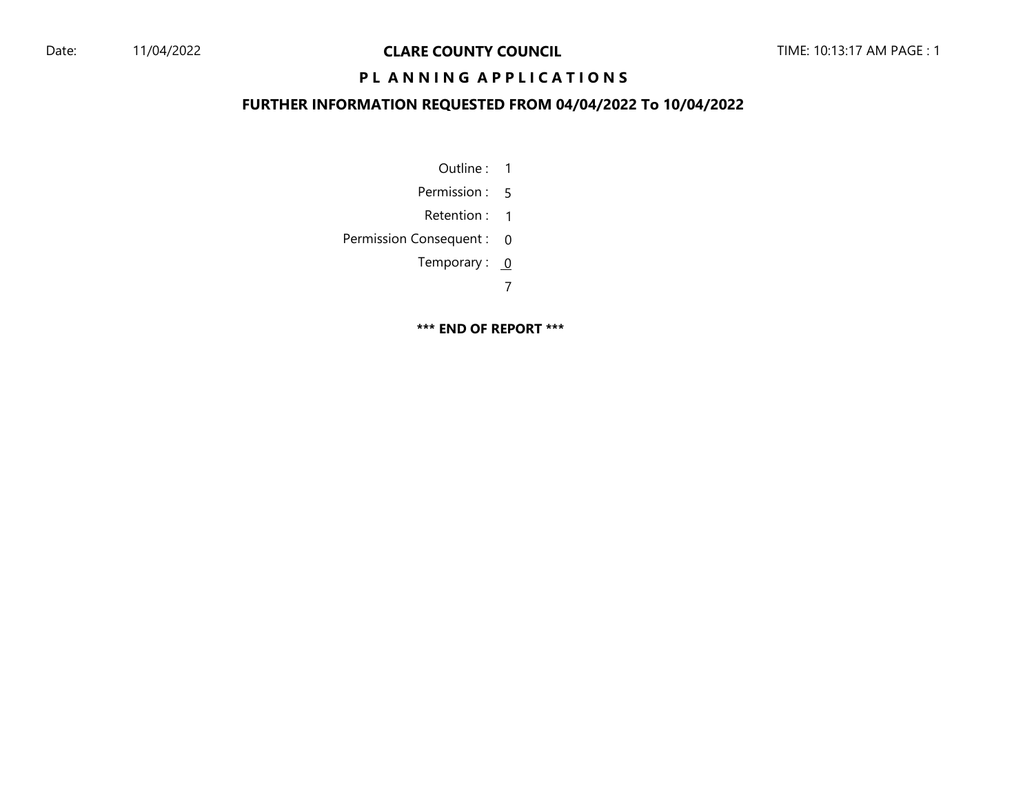Date: 11/04/2022

# CLARE COUNTY COUNCIL

## PL A N N I N G A P P L I C A T I O N S

### FURTHER INFORMATION REQUESTED FROM 04/04/2022 To 10/04/2022

TIME: 10:13:17 AM PAGE : 1

| | |
|---|---|
| Outline : | 1 |
| Permission : | 5 |
| Retention : | 1 |
| Permission Consequent : | 0 |
| Temporary : | 0 |
| | 7 |

**\*\*\* END OF REPORT \*\*\***